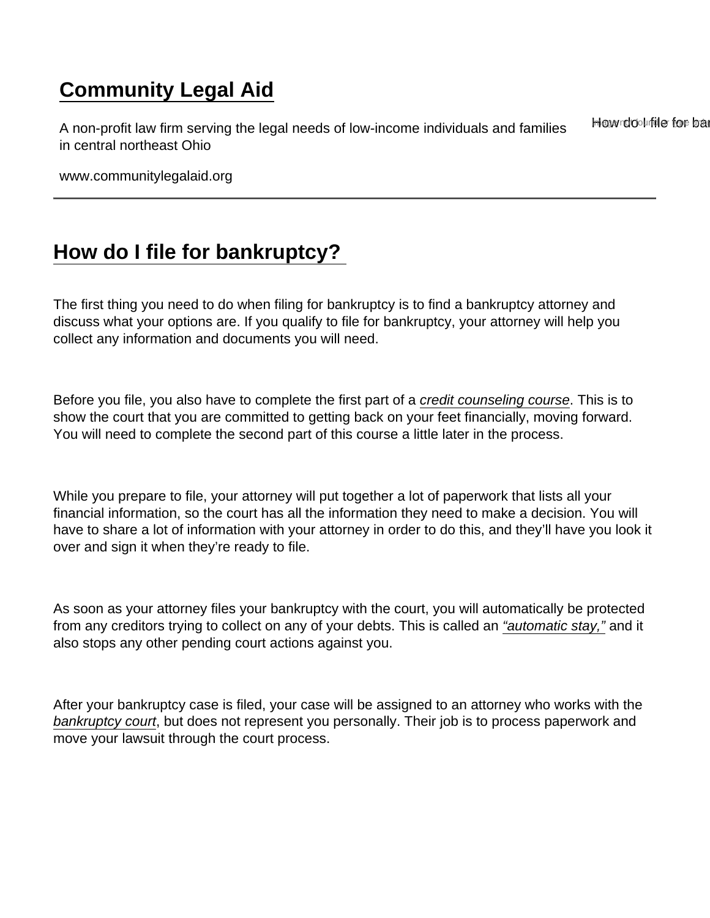# Community Legal Aid

A non-profit law firm serving the legal needs of low-income individuals and families in central northeast Ohio

www.communitylegalaid.org

## How do I file for bankruptcy?

The first thing you need to do when filing for bankruptcy is to find a bankruptcy attorney and discuss what your options are. If you qualify to file for bankruptcy, your attorney will help you collect any information and documents you will need.

Before you file, you also have to complete the first part of a *credit counseling course*. This is to show the court that you are committed to getting back on your feet financially, moving forward. You will need to complete the second part of this course a little later in the process.

While you prepare to file, your attorney will put together a lot of paperwork that lists all your financial information, so the court has all the information they need to make a decision. You will have to share a lot of information with your attorney in order to do this, and they'll have you look it over and sign it when they're ready to file.

As soon as your attorney files your bankruptcy with the court, you will automatically be protected from any creditors trying to collect on any of your debts. This is called an *"automatic stay,"* and it also stops any other pending court actions against you.

After your bankruptcy case is filed, your case will be assigned to an attorney who works with the *bankruptcy court*, but does not represent you personally. Their job is to process paperwork and move your lawsuit through the court process.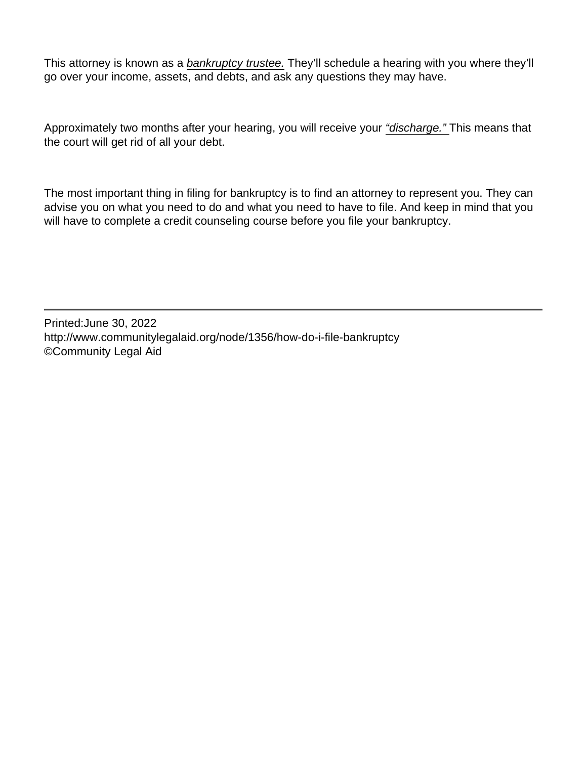This attorney is known as a *bankruptcy trustee.* They'll schedule a hearing with you where they'll go over your income, assets, and debts, and ask any questions they may have.

Approximately two months after your hearing, you will receive your *"discharge."* This means that the court will get rid of all your debt.

The most important thing in filing for bankruptcy is to find an attorney to represent you. They can advise you on what you need to do and what you need to have to file. And keep in mind that you will have to complete a credit counseling course before you file your bankruptcy.

---

Printed:June 30, 2022
http://www.communitylegalaid.org/node/1356/how-do-i-file-bankruptcy
©Community Legal Aid